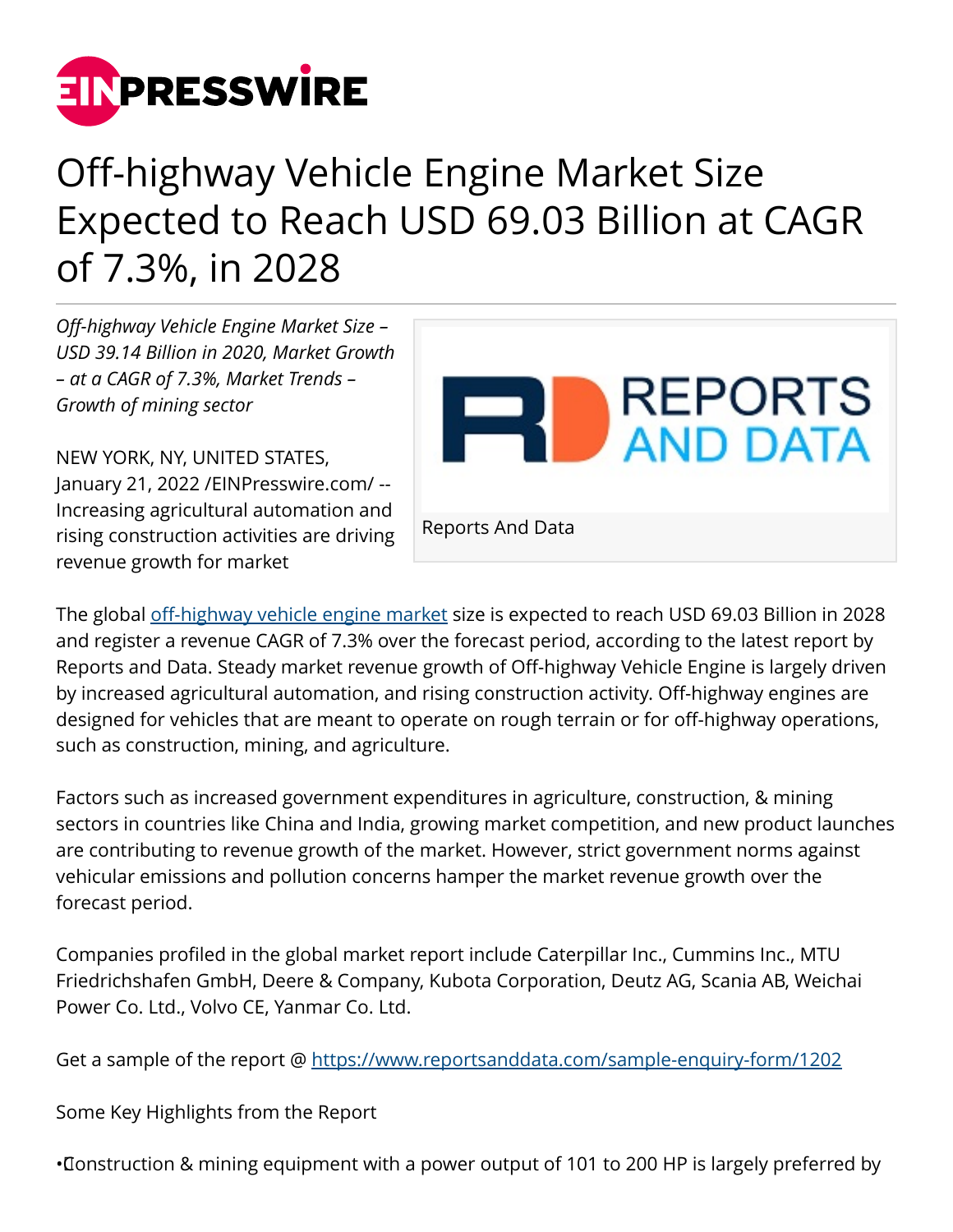# Off-highway Vehicle Engine Market Size Expected to Reach USD 69.03 Billion at CAGR of 7.3%, in 2028

*Off-highway Vehicle Engine Market Size – USD 39.14 Billion in 2020, Market Growth – at a CAGR of 7.3%, Market Trends – Growth of mining sector*

Reports And Data

NEW YORK, NY, UNITED STATES, January 21, 2022 /EINPresswire.com/ -- Increasing agricultural automation and rising construction activities are driving revenue growth for market

The global [off-highway vehicle engine market](off-highway vehicle engine market) size is expected to reach USD 69.03 Billion in 2028 and register a revenue CAGR of 7.3% over the forecast period, according to the latest report by Reports and Data. Steady market revenue growth of Off-highway Vehicle Engine is largely driven by increased agricultural automation, and rising construction activity. Off-highway engines are designed for vehicles that are meant to operate on rough terrain or for off-highway operations, such as construction, mining, and agriculture.

Factors such as increased government expenditures in agriculture, construction, & mining sectors in countries like China and India, growing market competition, and new product launches are contributing to revenue growth of the market. However, strict government norms against vehicular emissions and pollution concerns hamper the market revenue growth over the forecast period.

Companies profiled in the global market report include Caterpillar Inc., Cummins Inc., MTU Friedrichshafen GmbH, Deere & Company, Kubota Corporation, Deutz AG, Scania AB, Weichai Power Co. Ltd., Volvo CE, Yanmar Co. Ltd.

Get a sample of the report @ https://www.reportsanddata.com/sample-enquiry-form/1202

Some Key Highlights from the Report

• Construction & mining equipment with a power output of 101 to 200 HP is largely preferred by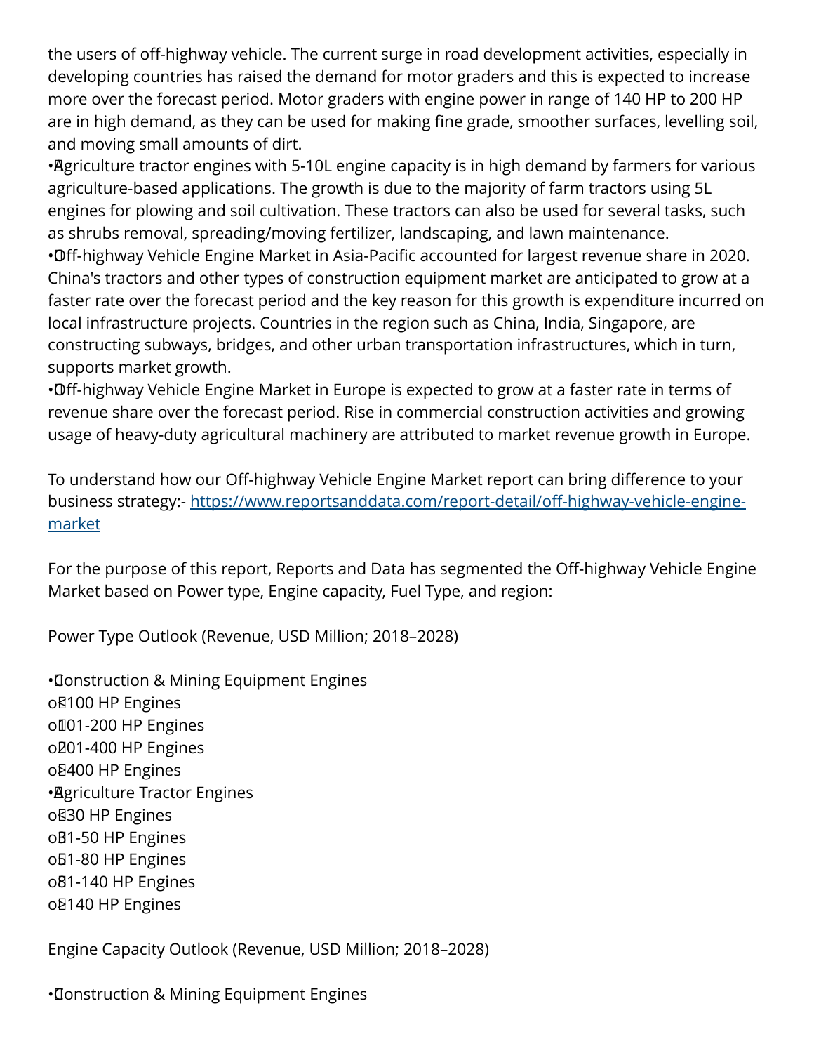the users of off-highway vehicle. The current surge in road development activities, especially in developing countries has raised the demand for motor graders and this is expected to increase more over the forecast period. Motor graders with engine power in range of 140 HP to 200 HP are in high demand, as they can be used for making fine grade, smoother surfaces, levelling soil, and moving small amounts of dirt.

- Agriculture tractor engines with 5-10L engine capacity is in high demand by farmers for various agriculture-based applications. The growth is due to the majority of farm tractors using 5L engines for plowing and soil cultivation. These tractors can also be used for several tasks, such as shrubs removal, spreading/moving fertilizer, landscaping, and lawn maintenance.
- Off-highway Vehicle Engine Market in Asia-Pacific accounted for largest revenue share in 2020. China's tractors and other types of construction equipment market are anticipated to grow at a faster rate over the forecast period and the key reason for this growth is expenditure incurred on local infrastructure projects. Countries in the region such as China, India, Singapore, are constructing subways, bridges, and other urban transportation infrastructures, which in turn, supports market growth.
- Off-highway Vehicle Engine Market in Europe is expected to grow at a faster rate in terms of revenue share over the forecast period. Rise in commercial construction activities and growing usage of heavy-duty agricultural machinery are attributed to market revenue growth in Europe.

To understand how our Off-highway Vehicle Engine Market report can bring difference to your business strategy:- https://www.reportsanddata.com/report-detail/off-highway-vehicle-engine-market

For the purpose of this report, Reports and Data has segmented the Off-highway Vehicle Engine Market based on Power type, Engine capacity, Fuel Type, and region:

Power Type Outlook (Revenue, USD Million; 2018–2028)

- Construction & Mining Equipment Engines
  - <100 HP Engines
  - 101-200 HP Engines
  - 201-400 HP Engines
  - >400 HP Engines
- Agriculture Tractor Engines
  - <30 HP Engines
  - 31-50 HP Engines
  - 51-80 HP Engines
  - 81-140 HP Engines
  - >140 HP Engines

Engine Capacity Outlook (Revenue, USD Million; 2018–2028)

- Construction & Mining Equipment Engines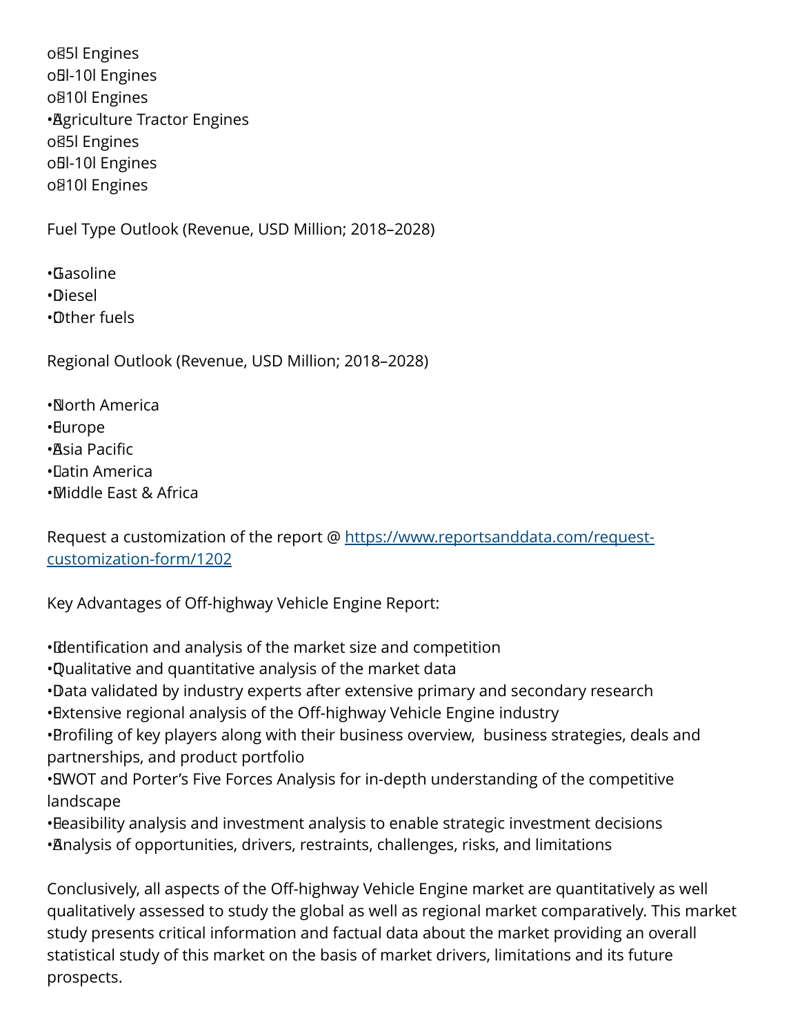- <5l Engines
- 5l-10l Engines
- >10l Engines

- Agriculture Tractor Engines
  - <5l Engines
  - 5l-10l Engines
  - >10l Engines

Fuel Type Outlook (Revenue, USD Million; 2018–2028)

- Gasoline
- Diesel
- Other fuels

Regional Outlook (Revenue, USD Million; 2018–2028)

- North America
- Europe
- Asia Pacific
- Latin America
- Middle East & Africa

Request a customization of the report @ [https://www.reportsanddata.com/request-customization-form/1202](https://www.reportsanddata.com/request-customization-form/1202)

Key Advantages of Off-highway Vehicle Engine Report:

- Identification and analysis of the market size and competition
- Qualitative and quantitative analysis of the market data
- Data validated by industry experts after extensive primary and secondary research
- Extensive regional analysis of the Off-highway Vehicle Engine industry
- Profiling of key players along with their business overview,  business strategies, deals and partnerships, and product portfolio
- SWOT and Porter's Five Forces Analysis for in-depth understanding of the competitive landscape
- Feasibility analysis and investment analysis to enable strategic investment decisions
- Analysis of opportunities, drivers, restraints, challenges, risks, and limitations

Conclusively, all aspects of the Off-highway Vehicle Engine market are quantitatively as well qualitatively assessed to study the global as well as regional market comparatively. This market study presents critical information and factual data about the market providing an overall statistical study of this market on the basis of market drivers, limitations and its future prospects.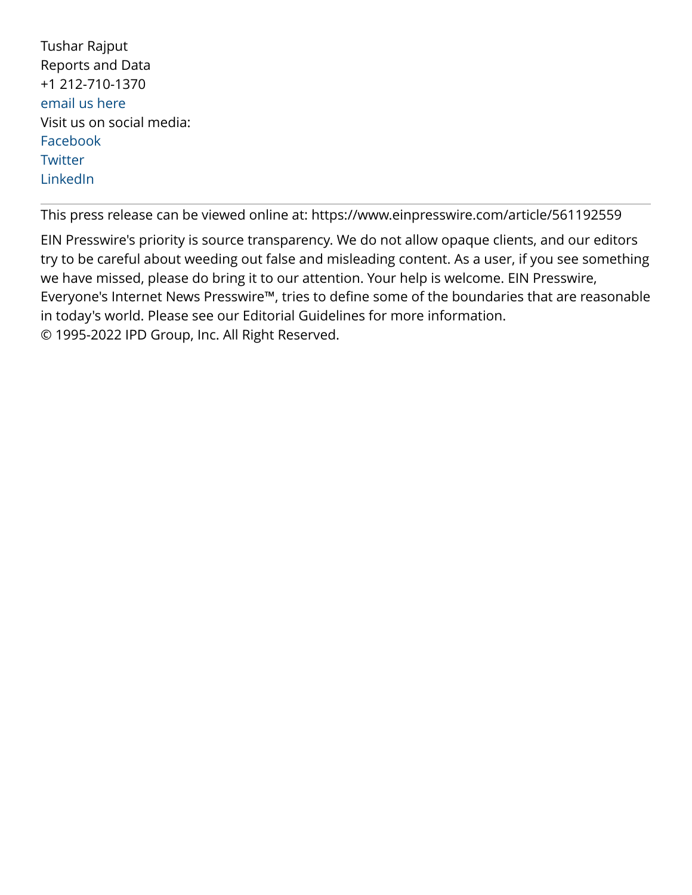Tushar Rajput
Reports and Data
+1 212-710-1370
email us here
Visit us on social media:
Facebook
Twitter
LinkedIn

---

This press release can be viewed online at: https://www.einpresswire.com/article/561192559

EIN Presswire's priority is source transparency. We do not allow opaque clients, and our editors try to be careful about weeding out false and misleading content. As a user, if you see something we have missed, please do bring it to our attention. Your help is welcome. EIN Presswire, Everyone's Internet News Presswire™, tries to define some of the boundaries that are reasonable in today's world. Please see our Editorial Guidelines for more information.
© 1995-2022 IPD Group, Inc. All Right Reserved.